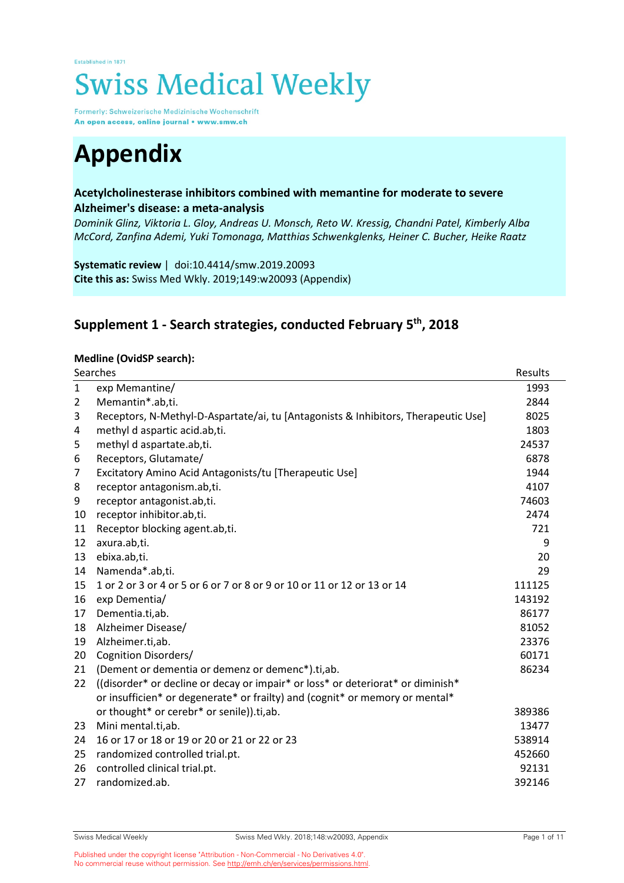Established in 1871

# Swiss Medical Weekly

Formerly: Schweizerische Medizinische Wochenschrift
**An open access, online journal • www.smw.ch**

# Appendix

**Acetylcholinesterase inhibitors combined with memantine for moderate to severe Alzheimer's disease: a meta-analysis**

*Dominik Glinz, Viktoria L. Gloy, Andreas U. Monsch, Reto W. Kressig, Chandni Patel, Kimberly Alba McCord, Zanfina Ademi, Yuki Tomonaga, Matthias Schwenkglenks, Heiner C. Bucher, Heike Raatz*

**Systematic review** | doi:10.4414/smw.2019.20093
**Cite this as:** Swiss Med Wkly. 2019;149:w20093 (Appendix)

## Supplement 1 - Search strategies, conducted February 5th, 2018

**Medline (OvidSP search):**

| | Searches | Results |
|---|---|---|
| 1 | exp Memantine/ | 1993 |
| 2 | Memantin*.ab,ti. | 2844 |
| 3 | Receptors, N-Methyl-D-Aspartate/ai, tu [Antagonists & Inhibitors, Therapeutic Use] | 8025 |
| 4 | methyl d aspartic acid.ab,ti. | 1803 |
| 5 | methyl d aspartate.ab,ti. | 24537 |
| 6 | Receptors, Glutamate/ | 6878 |
| 7 | Excitatory Amino Acid Antagonists/tu [Therapeutic Use] | 1944 |
| 8 | receptor antagonism.ab,ti. | 4107 |
| 9 | receptor antagonist.ab,ti. | 74603 |
| 10 | receptor inhibitor.ab,ti. | 2474 |
| 11 | Receptor blocking agent.ab,ti. | 721 |
| 12 | axura.ab,ti. | 9 |
| 13 | ebixa.ab,ti. | 20 |
| 14 | Namenda*.ab,ti. | 29 |
| 15 | 1 or 2 or 3 or 4 or 5 or 6 or 7 or 8 or 9 or 10 or 11 or 12 or 13 or 14 | 111125 |
| 16 | exp Dementia/ | 143192 |
| 17 | Dementia.ti,ab. | 86177 |
| 18 | Alzheimer Disease/ | 81052 |
| 19 | Alzheimer.ti,ab. | 23376 |
| 20 | Cognition Disorders/ | 60171 |
| 21 | (Dement or dementia or demenz or demenc*).ti,ab. | 86234 |
| 22 | ((disorder* or decline or decay or impair* or loss* or deteriorat* or diminish* or insufficien* or degenerate* or frailty) and (cognit* or memory or mental* or thought* or cerebr* or senile)).ti,ab. | 389386 |
| 23 | Mini mental.ti,ab. | 13477 |
| 24 | 16 or 17 or 18 or 19 or 20 or 21 or 22 or 23 | 538914 |
| 25 | randomized controlled trial.pt. | 452660 |
| 26 | controlled clinical trial.pt. | 92131 |
| 27 | randomized.ab. | 392146 |

Published under the copyright license "Attribution - Non-Commercial - No Derivatives 4.0".
No commercial reuse without permission. See http://emh.ch/en/services/permissions.html.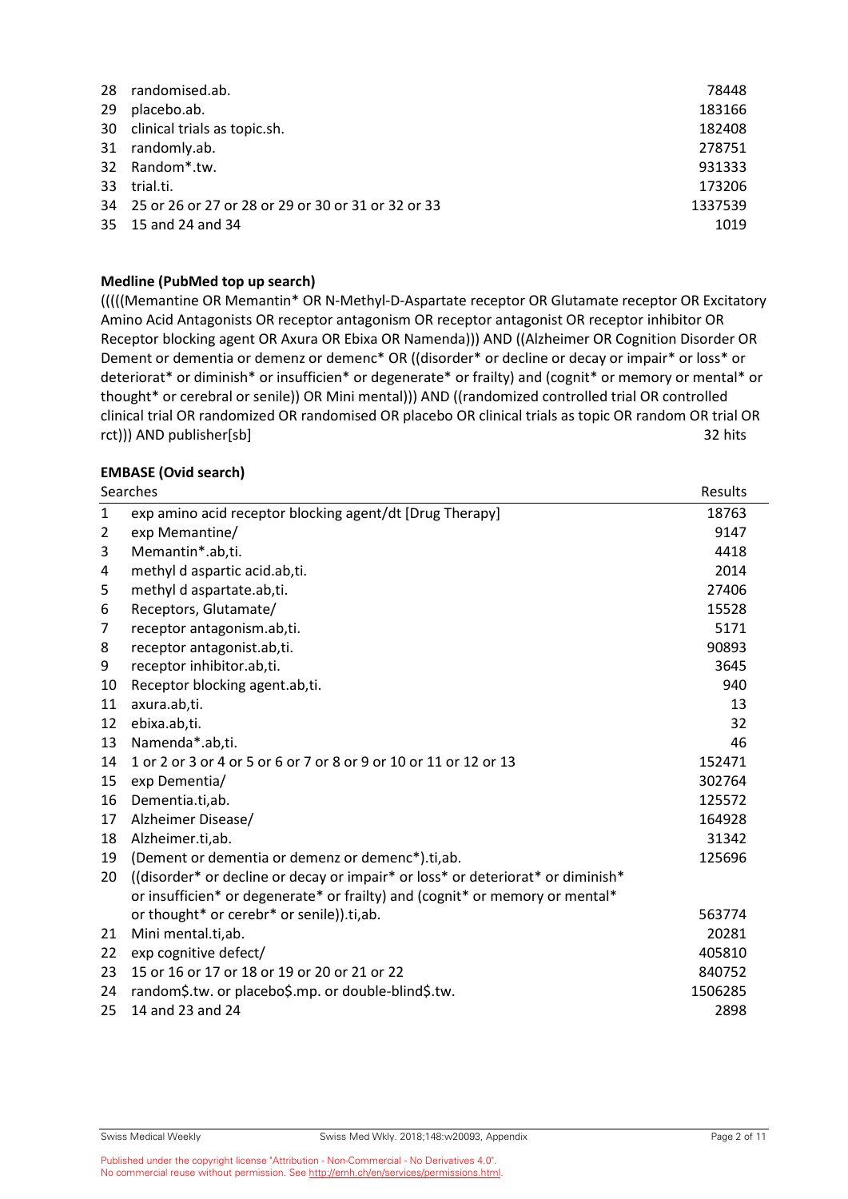| | | |
|---|---|---|
| 28 | randomised.ab. | 78448 |
| 29 | placebo.ab. | 183166 |
| 30 | clinical trials as topic.sh. | 182408 |
| 31 | randomly.ab. | 278751 |
| 32 | Random*.tw. | 931333 |
| 33 | trial.ti. | 173206 |
| 34 | 25 or 26 or 27 or 28 or 29 or 30 or 31 or 32 or 33 | 1337539 |
| 35 | 15 and 24 and 34 | 1019 |

**Medline (PubMed top up search)**

(((((Memantine OR Memantin* OR N-Methyl-D-Aspartate receptor OR Glutamate receptor OR Excitatory Amino Acid Antagonists OR receptor antagonism OR receptor antagonist OR receptor inhibitor OR Receptor blocking agent OR Axura OR Ebixa OR Namenda))) AND ((Alzheimer OR Cognition Disorder OR Dement or dementia or demenz or demenc* OR ((disorder* or decline or decay or impair* or loss* or deteriorat* or diminish* or insufficien* or degenerate* or frailty) and (cognit* or memory or mental* or thought* or cerebral or senile)) OR Mini mental))) AND ((randomized controlled trial OR controlled clinical trial OR randomized OR randomised OR placebo OR clinical trials as topic OR random OR trial OR rct))) AND publisher[sb] 32 hits

**EMBASE (Ovid search)**

| | Searches | Results |
|---|---|---|
| 1 | exp amino acid receptor blocking agent/dt [Drug Therapy] | 18763 |
| 2 | exp Memantine/ | 9147 |
| 3 | Memantin*.ab,ti. | 4418 |
| 4 | methyl d aspartic acid.ab,ti. | 2014 |
| 5 | methyl d aspartate.ab,ti. | 27406 |
| 6 | Receptors, Glutamate/ | 15528 |
| 7 | receptor antagonism.ab,ti. | 5171 |
| 8 | receptor antagonist.ab,ti. | 90893 |
| 9 | receptor inhibitor.ab,ti. | 3645 |
| 10 | Receptor blocking agent.ab,ti. | 940 |
| 11 | axura.ab,ti. | 13 |
| 12 | ebixa.ab,ti. | 32 |
| 13 | Namenda*.ab,ti. | 46 |
| 14 | 1 or 2 or 3 or 4 or 5 or 6 or 7 or 8 or 9 or 10 or 11 or 12 or 13 | 152471 |
| 15 | exp Dementia/ | 302764 |
| 16 | Dementia.ti,ab. | 125572 |
| 17 | Alzheimer Disease/ | 164928 |
| 18 | Alzheimer.ti,ab. | 31342 |
| 19 | (Dement or dementia or demenz or demenc*).ti,ab. | 125696 |
| 20 | ((disorder* or decline or decay or impair* or loss* or deteriorat* or diminish* or insufficien* or degenerate* or frailty) and (cognit* or memory or mental* or thought* or cerebr* or senile)).ti,ab. | 563774 |
| 21 | Mini mental.ti,ab. | 20281 |
| 22 | exp cognitive defect/ | 405810 |
| 23 | 15 or 16 or 17 or 18 or 19 or 20 or 21 or 22 | 840752 |
| 24 | random$.tw. or placebo$.mp. or double-blind$.tw. | 1506285 |
| 25 | 14 and 23 and 24 | 2898 |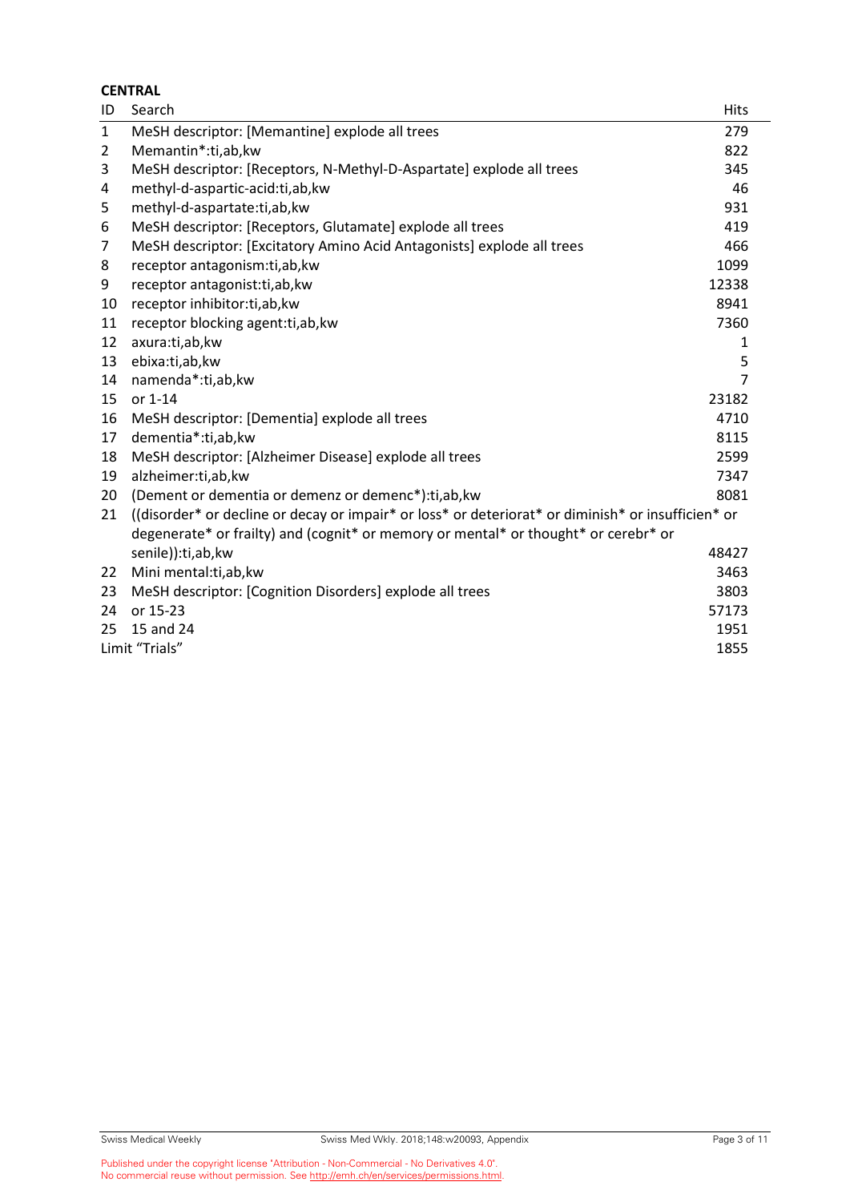**CENTRAL**

| ID | Search | Hits |
|---|---|---|
| 1 | MeSH descriptor: [Memantine] explode all trees | 279 |
| 2 | Memantin*:ti,ab,kw | 822 |
| 3 | MeSH descriptor: [Receptors, N-Methyl-D-Aspartate] explode all trees | 345 |
| 4 | methyl-d-aspartic-acid:ti,ab,kw | 46 |
| 5 | methyl-d-aspartate:ti,ab,kw | 931 |
| 6 | MeSH descriptor: [Receptors, Glutamate] explode all trees | 419 |
| 7 | MeSH descriptor: [Excitatory Amino Acid Antagonists] explode all trees | 466 |
| 8 | receptor antagonism:ti,ab,kw | 1099 |
| 9 | receptor antagonist:ti,ab,kw | 12338 |
| 10 | receptor inhibitor:ti,ab,kw | 8941 |
| 11 | receptor blocking agent:ti,ab,kw | 7360 |
| 12 | axura:ti,ab,kw | 1 |
| 13 | ebixa:ti,ab,kw | 5 |
| 14 | namenda*:ti,ab,kw | 7 |
| 15 | or 1-14 | 23182 |
| 16 | MeSH descriptor: [Dementia] explode all trees | 4710 |
| 17 | dementia*:ti,ab,kw | 8115 |
| 18 | MeSH descriptor: [Alzheimer Disease] explode all trees | 2599 |
| 19 | alzheimer:ti,ab,kw | 7347 |
| 20 | (Dement or dementia or demenz or demenc*):ti,ab,kw | 8081 |
| 21 | ((disorder* or decline or decay or impair* or loss* or deteriorat* or diminish* or insufficien* or degenerate* or frailty) and (cognit* or memory or mental* or thought* or cerebr* or senile)):ti,ab,kw | 48427 |
| 22 | Mini mental:ti,ab,kw | 3463 |
| 23 | MeSH descriptor: [Cognition Disorders] explode all trees | 3803 |
| 24 | or 15-23 | 57173 |
| 25 | 15 and 24 | 1951 |
| Limit "Trials" | | 1855 |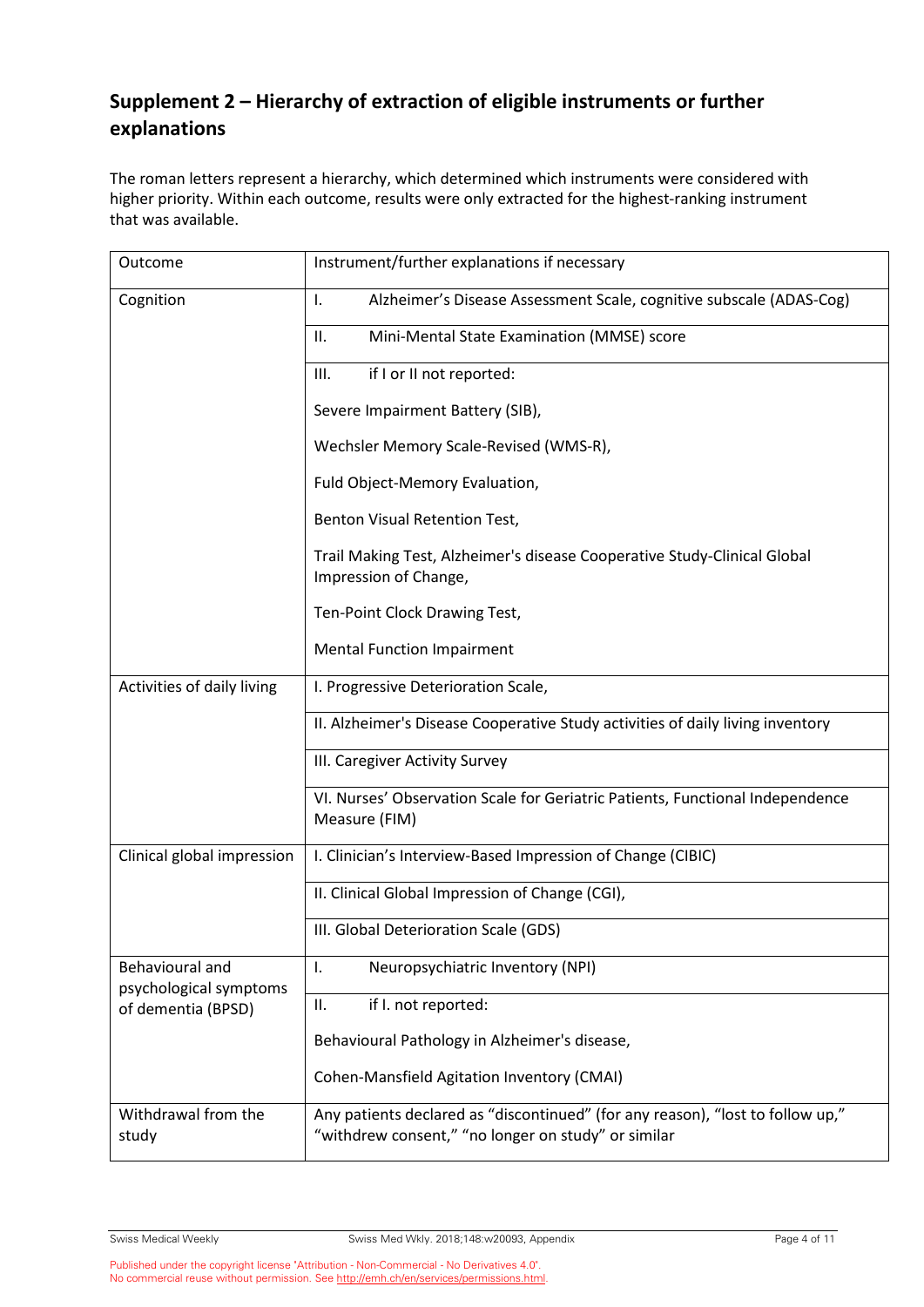## Supplement 2 – Hierarchy of extraction of eligible instruments or further explanations

The roman letters represent a hierarchy, which determined which instruments were considered with higher priority. Within each outcome, results were only extracted for the highest-ranking instrument that was available.

| Outcome | Instrument/further explanations if necessary |
| --- | --- |
| Cognition | I. Alzheimer's Disease Assessment Scale, cognitive subscale (ADAS-Cog) |
| | II. Mini-Mental State Examination (MMSE) score |
| | III. if I or II not reported:<br>Severe Impairment Battery (SIB),<br>Wechsler Memory Scale-Revised (WMS-R),<br>Fuld Object-Memory Evaluation,<br>Benton Visual Retention Test,<br>Trail Making Test, Alzheimer's disease Cooperative Study-Clinical Global Impression of Change,<br>Ten-Point Clock Drawing Test,<br>Mental Function Impairment |
| Activities of daily living | I. Progressive Deterioration Scale, |
| | II. Alzheimer's Disease Cooperative Study activities of daily living inventory |
| | III. Caregiver Activity Survey |
| | VI. Nurses' Observation Scale for Geriatric Patients, Functional Independence Measure (FIM) |
| Clinical global impression | I. Clinician's Interview-Based Impression of Change (CIBIC) |
| | II. Clinical Global Impression of Change (CGI), |
| | III. Global Deterioration Scale (GDS) |
| Behavioural and psychological symptoms of dementia (BPSD) | I. Neuropsychiatric Inventory (NPI) |
| | II. if I. not reported:<br>Behavioural Pathology in Alzheimer's disease,<br>Cohen-Mansfield Agitation Inventory (CMAI) |
| Withdrawal from the study | Any patients declared as "discontinued" (for any reason), "lost to follow up," "withdrew consent," "no longer on study" or similar |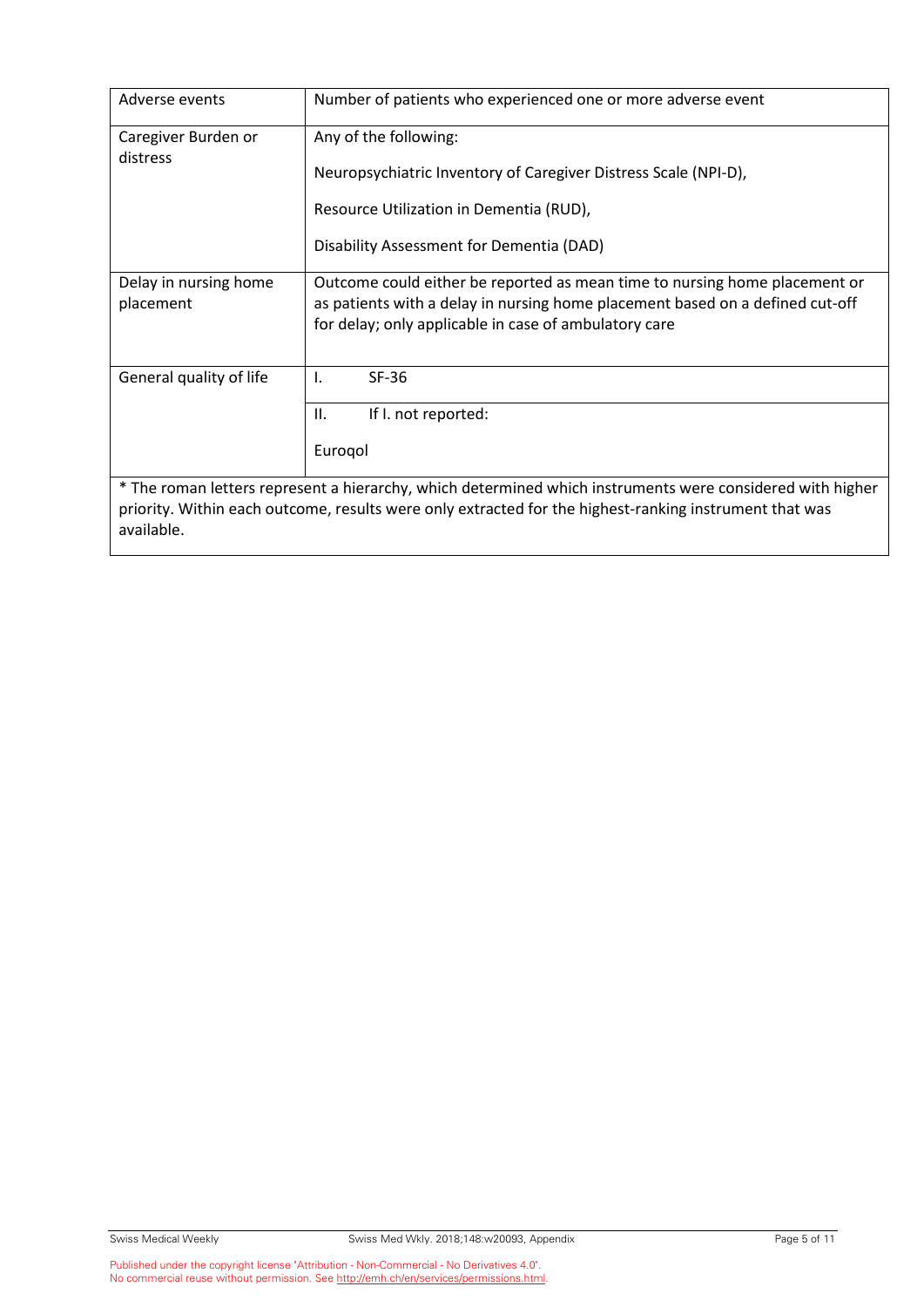| | |
|---|---|
| Adverse events | Number of patients who experienced one or more adverse event |
| Caregiver Burden or distress | Any of the following:<br><br>Neuropsychiatric Inventory of Caregiver Distress Scale (NPI-D),<br><br>Resource Utilization in Dementia (RUD),<br><br>Disability Assessment for Dementia (DAD) |
| Delay in nursing home placement | Outcome could either be reported as mean time to nursing home placement or as patients with a delay in nursing home placement based on a defined cut-off for delay; only applicable in case of ambulatory care |
| General quality of life | I. SF-36 |
| | II. If I. not reported:<br><br>Euroqol |

* The roman letters represent a hierarchy, which determined which instruments were considered with higher priority. Within each outcome, results were only extracted for the highest-ranking instrument that was available.

Published under the copyright license "Attribution - Non-Commercial - No Derivatives 4.0".
No commercial reuse without permission. See http://emh.ch/en/services/permissions.html.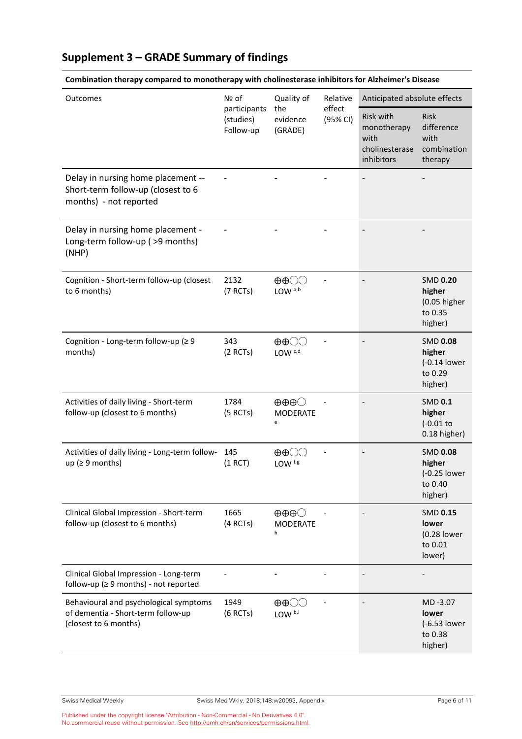## Supplement 3 – GRADE Summary of findings

**Combination therapy compared to monotherapy with cholinesterase inhibitors for Alzheimer's Disease**

| Outcomes | № of participants (studies) Follow-up | Quality of the evidence (GRADE) | Relative effect (95% CI) | Anticipated absolute effects | |
|---|---|---|---|---|---|
| | | | | Risk with monotherapy with cholinesterase inhibitors | Risk difference with combination therapy |
| Delay in nursing home placement -- Short-term follow-up (closest to 6 months) - not reported | - | - | - | - | - |
| Delay in nursing home placement - Long-term follow-up ( >9 months) (NHP) | - | - | - | - | - |
| Cognition - Short-term follow-up (closest to 6 months) | 2132 (7 RCTs) | ⊕⊕◯◯ LOW [a,b] | - | - | SMD **0.20 higher** (0.05 higher to 0.35 higher) |
| Cognition - Long-term follow-up (≥ 9 months) | 343 (2 RCTs) | ⊕⊕◯◯ LOW [c,d] | - | - | SMD **0.08 higher** (-0.14 lower to 0.29 higher) |
| Activities of daily living - Short-term follow-up (closest to 6 months) | 1784 (5 RCTs) | ⊕⊕⊕◯ MODERATE [e] | - | - | SMD **0.1 higher** (-0.01 to 0.18 higher) |
| Activities of daily living - Long-term follow-up (≥ 9 months) | 145 (1 RCT) | ⊕⊕◯◯ LOW [f,g] | - | - | SMD **0.08 higher** (-0.25 lower to 0.40 higher) |
| Clinical Global Impression - Short-term follow-up (closest to 6 months) | 1665 (4 RCTs) | ⊕⊕⊕◯ MODERATE [h] | - | - | SMD **0.15 lower** (0.28 lower to 0.01 lower) |
| Clinical Global Impression - Long-term follow-up (≥ 9 months) - not reported | - | - | - | - | - |
| Behavioural and psychological symptoms of dementia - Short-term follow-up (closest to 6 months) | 1949 (6 RCTs) | ⊕⊕◯◯ LOW [b,i] | - | - | MD -3.07 **lower** (-6.53 lower to 0.38 higher) |

Published under the copyright license "Attribution - Non-Commercial - No Derivatives 4.0". No commercial reuse without permission. See http://emh.ch/en/services/permissions.html.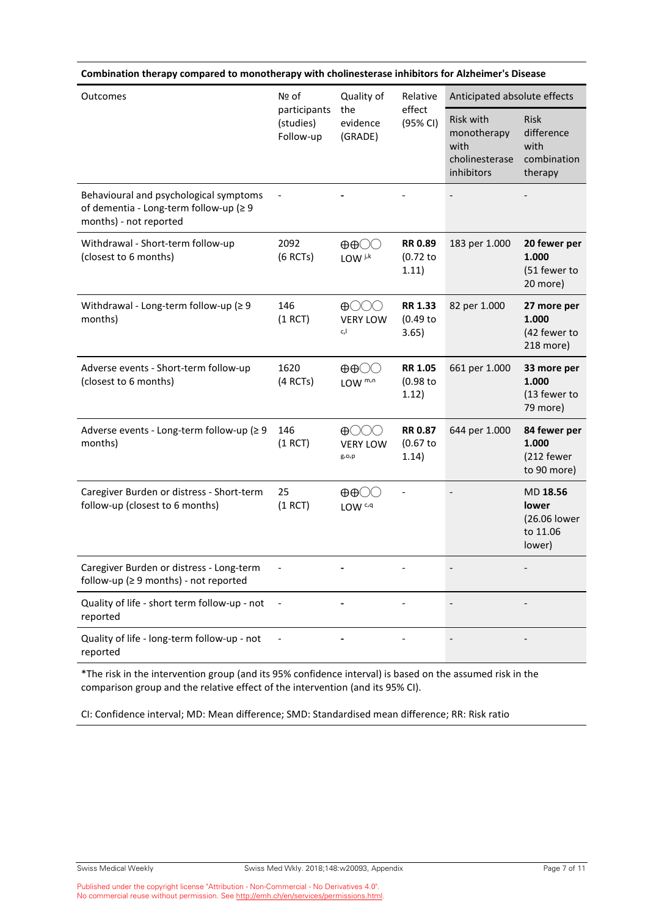**Combination therapy compared to monotherapy with cholinesterase inhibitors for Alzheimer's Disease**

| Outcomes | № of participants (studies) Follow-up | Quality of the evidence (GRADE) | Relative effect (95% CI) | Anticipated absolute effects | |
|---|---|---|---|---|---|
| | | | | Risk with monotherapy with cholinesterase inhibitors | Risk difference with combination therapy |
| Behavioural and psychological symptoms of dementia - Long-term follow-up (≥ 9 months) - not reported | - | - | - | - | - |
| Withdrawal - Short-term follow-up (closest to 6 months) | 2092 (6 RCTs) | ⊕⊕◯◯ LOW [j,k] | **RR 0.89** (0.72 to 1.11) | 183 per 1.000 | **20 fewer per 1.000** (51 fewer to 20 more) |
| Withdrawal - Long-term follow-up (≥ 9 months) | 146 (1 RCT) | ⊕◯◯◯ VERY LOW [c,l] | **RR 1.33** (0.49 to 3.65) | 82 per 1.000 | **27 more per 1.000** (42 fewer to 218 more) |
| Adverse events - Short-term follow-up (closest to 6 months) | 1620 (4 RCTs) | ⊕⊕◯◯ LOW [m,n] | **RR 1.05** (0.98 to 1.12) | 661 per 1.000 | **33 more per 1.000** (13 fewer to 79 more) |
| Adverse events - Long-term follow-up (≥ 9 months) | 146 (1 RCT) | ⊕◯◯◯ VERY LOW [g,o,p] | **RR 0.87** (0.67 to 1.14) | 644 per 1.000 | **84 fewer per 1.000** (212 fewer to 90 more) |
| Caregiver Burden or distress - Short-term follow-up (closest to 6 months) | 25 (1 RCT) | ⊕⊕◯◯ LOW [c,q] | - | - | MD **18.56 lower** (26.06 lower to 11.06 lower) |
| Caregiver Burden or distress - Long-term follow-up (≥ 9 months) - not reported | - | - | - | - | - |
| Quality of life - short term follow-up - not reported | - | - | - | - | - |
| Quality of life - long-term follow-up - not reported | - | - | - | - | - |

*The risk in the intervention group (and its 95% confidence interval) is based on the assumed risk in the comparison group and the relative effect of the intervention (and its 95% CI).

CI: Confidence interval; MD: Mean difference; SMD: Standardised mean difference; RR: Risk ratio

Published under the copyright license "Attribution - Non-Commercial - No Derivatives 4.0". No commercial reuse without permission. See http://emh.ch/en/services/permissions.html.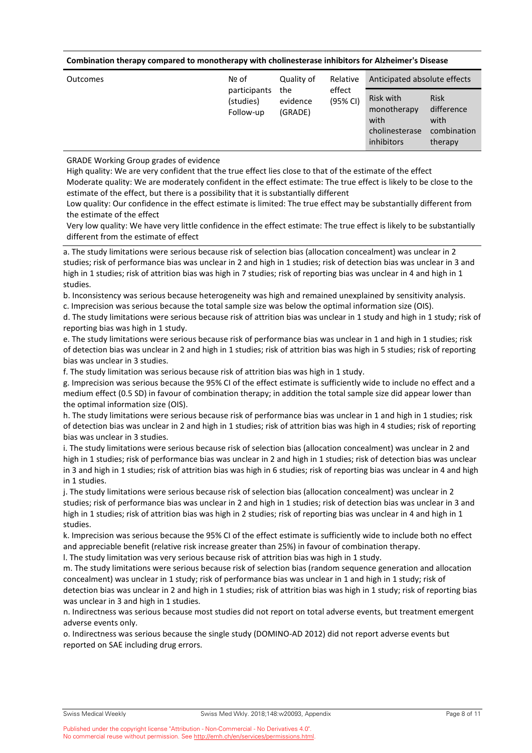**Combination therapy compared to monotherapy with cholinesterase inhibitors for Alzheimer's Disease**

| Outcomes | № of participants (studies) Follow-up | Quality of the evidence (GRADE) | Relative effect (95% CI) | Anticipated absolute effects | |
|---|---|---|---|---|---|
| | | | | Risk with monotherapy with cholinesterase inhibitors | Risk difference with combination therapy |

GRADE Working Group grades of evidence
High quality: We are very confident that the true effect lies close to that of the estimate of the effect
Moderate quality: We are moderately confident in the effect estimate: The true effect is likely to be close to the estimate of the effect, but there is a possibility that it is substantially different
Low quality: Our confidence in the effect estimate is limited: The true effect may be substantially different from the estimate of the effect
Very low quality: We have very little confidence in the effect estimate: The true effect is likely to be substantially different from the estimate of effect

a. The study limitations were serious because risk of selection bias (allocation concealment) was unclear in 2 studies; risk of performance bias was unclear in 2 and high in 1 studies; risk of detection bias was unclear in 3 and high in 1 studies; risk of attrition bias was high in 7 studies; risk of reporting bias was unclear in 4 and high in 1 studies.
b. Inconsistency was serious because heterogeneity was high and remained unexplained by sensitivity analysis.
c. Imprecision was serious because the total sample size was below the optimal information size (OIS).
d. The study limitations were serious because risk of attrition bias was unclear in 1 study and high in 1 study; risk of reporting bias was high in 1 study.
e. The study limitations were serious because risk of performance bias was unclear in 1 and high in 1 studies; risk of detection bias was unclear in 2 and high in 1 studies; risk of attrition bias was high in 5 studies; risk of reporting bias was unclear in 3 studies.
f. The study limitation was serious because risk of attrition bias was high in 1 study.
g. Imprecision was serious because the 95% CI of the effect estimate is sufficiently wide to include no effect and a medium effect (0.5 SD) in favour of combination therapy; in addition the total sample size did appear lower than the optimal information size (OIS).
h. The study limitations were serious because risk of performance bias was unclear in 1 and high in 1 studies; risk of detection bias was unclear in 2 and high in 1 studies; risk of attrition bias was high in 4 studies; risk of reporting bias was unclear in 3 studies.
i. The study limitations were serious because risk of selection bias (allocation concealment) was unclear in 2 and high in 1 studies; risk of performance bias was unclear in 2 and high in 1 studies; risk of detection bias was unclear in 3 and high in 1 studies; risk of attrition bias was high in 6 studies; risk of reporting bias was unclear in 4 and high in 1 studies.
j. The study limitations were serious because risk of selection bias (allocation concealment) was unclear in 2 studies; risk of performance bias was unclear in 2 and high in 1 studies; risk of detection bias was unclear in 3 and high in 1 studies; risk of attrition bias was high in 2 studies; risk of reporting bias was unclear in 4 and high in 1 studies.
k. Imprecision was serious because the 95% CI of the effect estimate is sufficiently wide to include both no effect and appreciable benefit (relative risk increase greater than 25%) in favour of combination therapy.
l. The study limitation was very serious because risk of attrition bias was high in 1 study.
m. The study limitations were serious because risk of selection bias (random sequence generation and allocation concealment) was unclear in 1 study; risk of performance bias was unclear in 1 and high in 1 study; risk of detection bias was unclear in 2 and high in 1 studies; risk of attrition bias was high in 1 study; risk of reporting bias was unclear in 3 and high in 1 studies.
n. Indirectness was serious because most studies did not report on total adverse events, but treatment emergent adverse events only.
o. Indirectness was serious because the single study (DOMINO-AD 2012) did not report adverse events but reported on SAE including drug errors.

Published under the copyright license "Attribution - Non-Commercial - No Derivatives 4.0". No commercial reuse without permission. See http://emh.ch/en/services/permissions.html.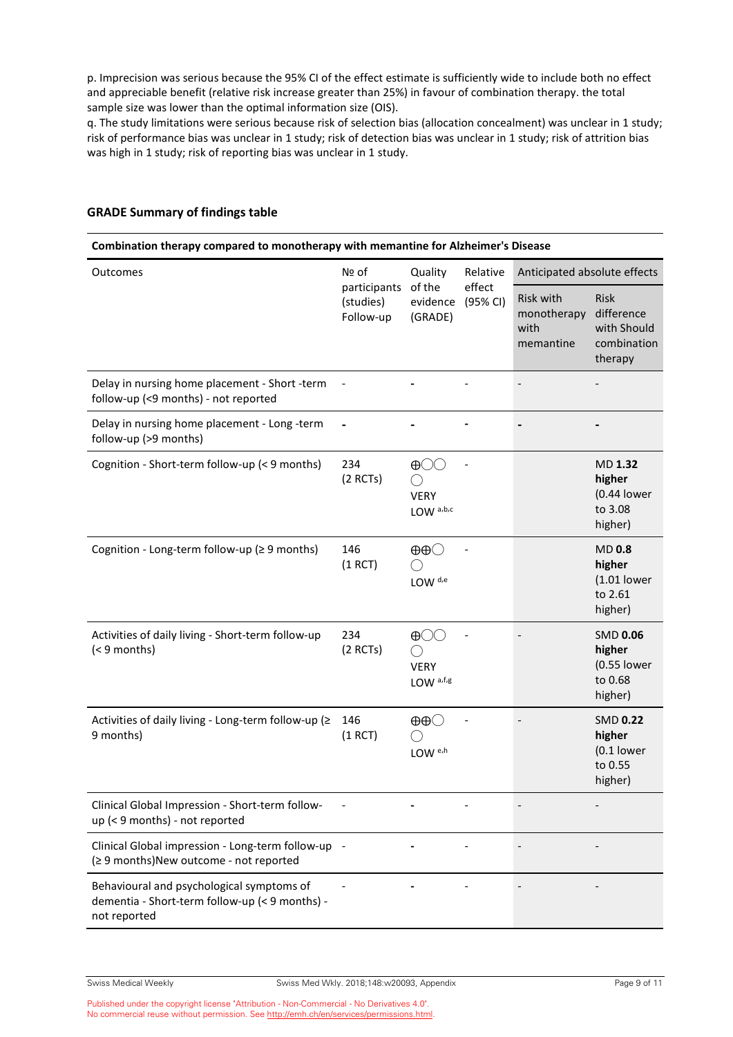p. Imprecision was serious because the 95% CI of the effect estimate is sufficiently wide to include both no effect and appreciable benefit (relative risk increase greater than 25%) in favour of combination therapy. the total sample size was lower than the optimal information size (OIS).

q. The study limitations were serious because risk of selection bias (allocation concealment) was unclear in 1 study; risk of performance bias was unclear in 1 study; risk of detection bias was unclear in 1 study; risk of attrition bias was high in 1 study; risk of reporting bias was unclear in 1 study.

## GRADE Summary of findings table

**Combination therapy compared to monotherapy with memantine for Alzheimer's Disease**

| Outcomes | № of participants (studies) Follow-up | Quality of the evidence (GRADE) | Relative effect (95% CI) | Anticipated absolute effects | |
|---|---|---|---|---|---|
| | | | | Risk with monotherapy with memantine | Risk difference with Should combination therapy |
| Delay in nursing home placement - Short -term follow-up (<9 months) - not reported | - | - | - | - | - |
| Delay in nursing home placement - Long -term follow-up (>9 months) | - | - | - | - | - |
| Cognition - Short-term follow-up (< 9 months) | 234 (2 RCTs) | ⊕◯◯◯ VERY LOW [a,b,c] | - | | MD **1.32 higher** (0.44 lower to 3.08 higher) |
| Cognition - Long-term follow-up (≥ 9 months) | 146 (1 RCT) | ⊕⊕◯◯ LOW [d,e] | - | | MD **0.8 higher** (1.01 lower to 2.61 higher) |
| Activities of daily living - Short-term follow-up (< 9 months) | 234 (2 RCTs) | ⊕◯◯◯ VERY LOW [a,f,g] | - | - | SMD **0.06 higher** (0.55 lower to 0.68 higher) |
| Activities of daily living - Long-term follow-up (≥ 9 months) | 146 (1 RCT) | ⊕⊕◯◯ LOW [e,h] | - | - | SMD **0.22 higher** (0.1 lower to 0.55 higher) |
| Clinical Global Impression - Short-term follow-up (< 9 months) - not reported | - | - | - | - | - |
| Clinical Global impression - Long-term follow-up (≥ 9 months)New outcome - not reported | - | - | - | - | - |
| Behavioural and psychological symptoms of dementia - Short-term follow-up (< 9 months) - not reported | - | - | - | - | - |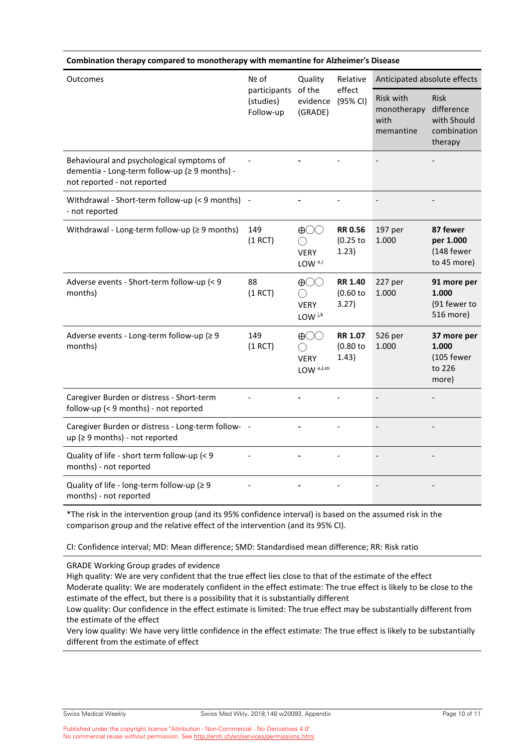**Combination therapy compared to monotherapy with memantine for Alzheimer's Disease**

| Outcomes | № of participants (studies) Follow-up | Quality of the evidence (GRADE) | Relative effect (95% CI) | Anticipated absolute effects | |
|---|---|---|---|---|---|
| | | | | Risk with monotherapy with memantine | Risk difference with Should combination therapy |
| Behavioural and psychological symptoms of dementia - Long-term follow-up (≥ 9 months) - not reported - not reported | - | - | - | - | - |
| Withdrawal - Short-term follow-up (< 9 months) - not reported | - | - | - | - | - |
| Withdrawal - Long-term follow-up (≥ 9 months) | 149 (1 RCT) | ⊕◯◯◯ VERY LOW [e,i] | **RR 0.56** (0.25 to 1.23) | 197 per 1.000 | **87 fewer per 1.000** (148 fewer to 45 more) |
| Adverse events - Short-term follow-up (< 9 months) | 88 (1 RCT) | ⊕◯◯◯ VERY LOW [j,k] | **RR 1.40** (0.60 to 3.27) | 227 per 1.000 | **91 more per 1.000** (91 fewer to 516 more) |
| Adverse events - Long-term follow-up (≥ 9 months) | 149 (1 RCT) | ⊕◯◯◯ VERY LOW [e,l,m] | **RR 1.07** (0.80 to 1.43) | 526 per 1.000 | **37 more per 1.000** (105 fewer to 226 more) |
| Caregiver Burden or distress - Short-term follow-up (< 9 months) - not reported | - | - | - | - | - |
| Caregiver Burden or distress - Long-term follow-up (≥ 9 months) - not reported | - | - | - | - | - |
| Quality of life - short term follow-up (< 9 months) - not reported | - | - | - | - | - |
| Quality of life - long-term follow-up (≥ 9 months) - not reported | - | - | - | - | - |

*The risk in the intervention group (and its 95% confidence interval) is based on the assumed risk in the comparison group and the relative effect of the intervention (and its 95% CI).

CI: Confidence interval; MD: Mean difference; SMD: Standardised mean difference; RR: Risk ratio

GRADE Working Group grades of evidence
High quality: We are very confident that the true effect lies close to that of the estimate of the effect
Moderate quality: We are moderately confident in the effect estimate: The true effect is likely to be close to the estimate of the effect, but there is a possibility that it is substantially different
Low quality: Our confidence in the effect estimate is limited: The true effect may be substantially different from the estimate of the effect
Very low quality: We have very little confidence in the effect estimate: The true effect is likely to be substantially different from the estimate of effect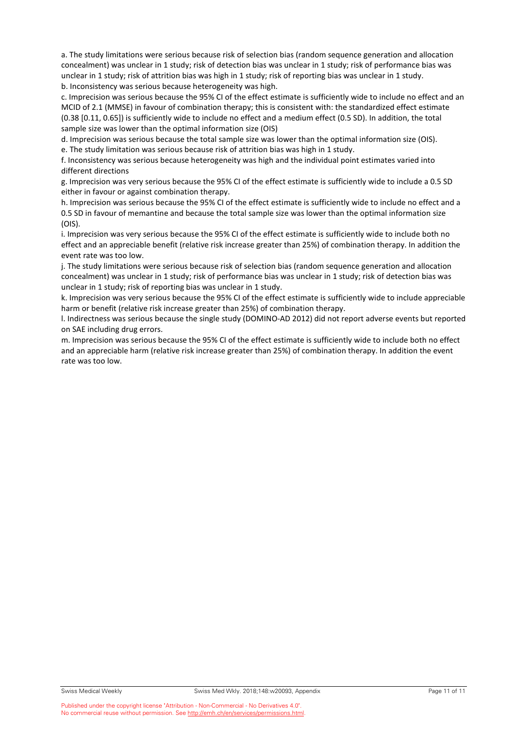a. The study limitations were serious because risk of selection bias (random sequence generation and allocation concealment) was unclear in 1 study; risk of detection bias was unclear in 1 study; risk of performance bias was unclear in 1 study; risk of attrition bias was high in 1 study; risk of reporting bias was unclear in 1 study.

b. Inconsistency was serious because heterogeneity was high.

c. Imprecision was serious because the 95% CI of the effect estimate is sufficiently wide to include no effect and an MCID of 2.1 (MMSE) in favour of combination therapy; this is consistent with: the standardized effect estimate (0.38 [0.11, 0.65]) is sufficiently wide to include no effect and a medium effect (0.5 SD). In addition, the total sample size was lower than the optimal information size (OIS)

d. Imprecision was serious because the total sample size was lower than the optimal information size (OIS).

e. The study limitation was serious because risk of attrition bias was high in 1 study.

f. Inconsistency was serious because heterogeneity was high and the individual point estimates varied into different directions

g. Imprecision was very serious because the 95% CI of the effect estimate is sufficiently wide to include a 0.5 SD either in favour or against combination therapy.

h. Imprecision was serious because the 95% CI of the effect estimate is sufficiently wide to include no effect and a 0.5 SD in favour of memantine and because the total sample size was lower than the optimal information size (OIS).

i. Imprecision was very serious because the 95% CI of the effect estimate is sufficiently wide to include both no effect and an appreciable benefit (relative risk increase greater than 25%) of combination therapy. In addition the event rate was too low.

j. The study limitations were serious because risk of selection bias (random sequence generation and allocation concealment) was unclear in 1 study; risk of performance bias was unclear in 1 study; risk of detection bias was unclear in 1 study; risk of reporting bias was unclear in 1 study.

k. Imprecision was very serious because the 95% CI of the effect estimate is sufficiently wide to include appreciable harm or benefit (relative risk increase greater than 25%) of combination therapy.

l. Indirectness was serious because the single study (DOMINO-AD 2012) did not report adverse events but reported on SAE including drug errors.

m. Imprecision was serious because the 95% CI of the effect estimate is sufficiently wide to include both no effect and an appreciable harm (relative risk increase greater than 25%) of combination therapy. In addition the event rate was too low.